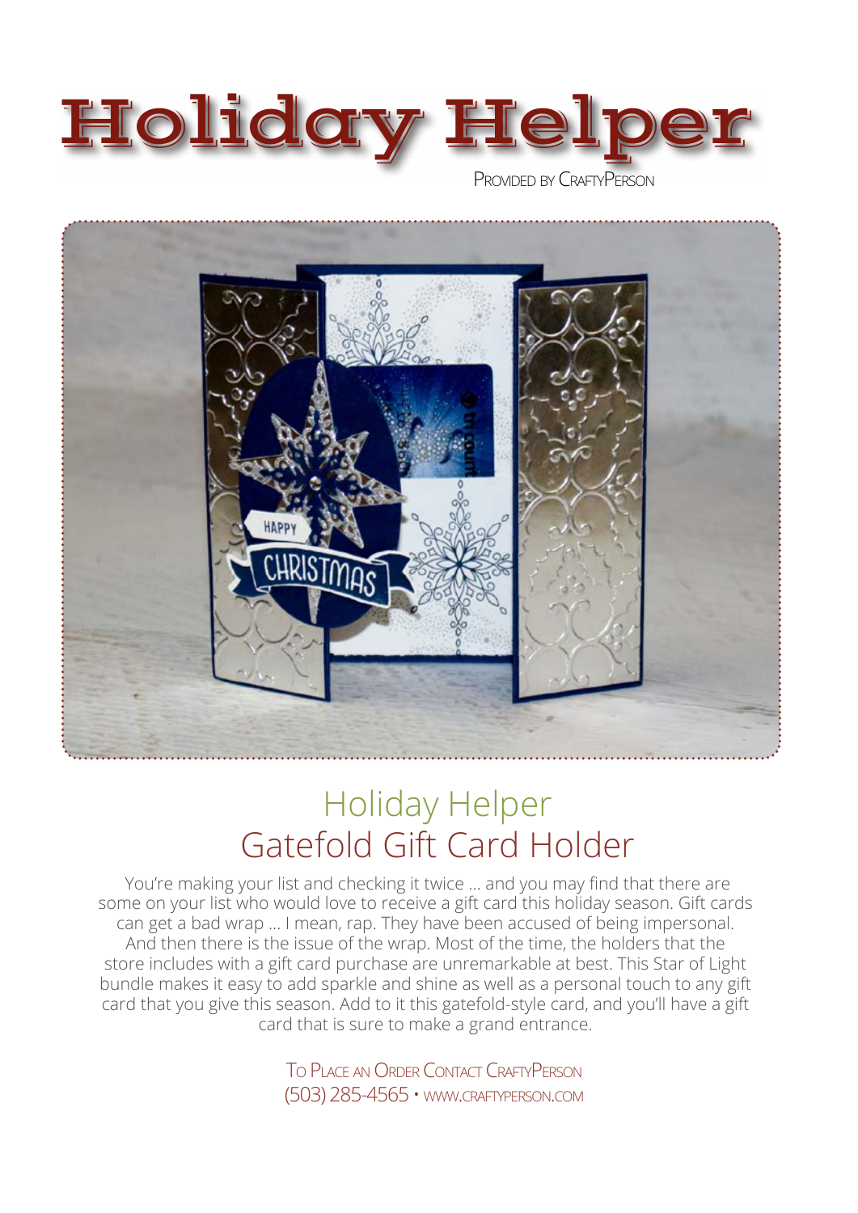# Holiday Helper

Provided by CraftyPerson

## Holiday Helper
## Gatefold Gift Card Holder

You're making your list and checking it twice ... and you may find that there are some on your list who would love to receive a gift card this holiday season. Gift cards can get a bad wrap ... I mean, rap. They have been accused of being impersonal. And then there is the issue of the wrap. Most of the time, the holders that the store includes with a gift card purchase are unremarkable at best. This Star of Light bundle makes it easy to add sparkle and shine as well as a personal touch to any gift card that you give this season. Add to it this gatefold-style card, and you'll have a gift card that is sure to make a grand entrance.

To Place an Order Contact CraftyPerson
(503) 285-4565 • www.craftyperson.com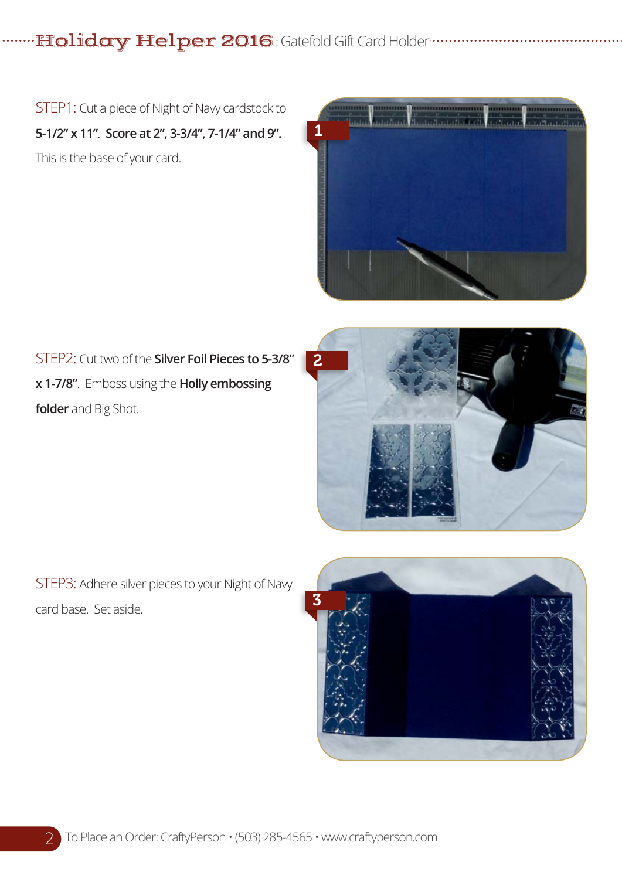STEP1: Cut a piece of Night of Navy cardstock to **5-1/2" x 11"**. **Score at 2", 3-3/4", 7-1/4" and 9".** This is the base of your card.

STEP2: Cut two of the **Silver Foil Pieces to 5-3/8" x 1-7/8"**. Emboss using the **Holly embossing folder** and Big Shot.

STEP3: Adhere silver pieces to your Night of Navy card base. Set aside.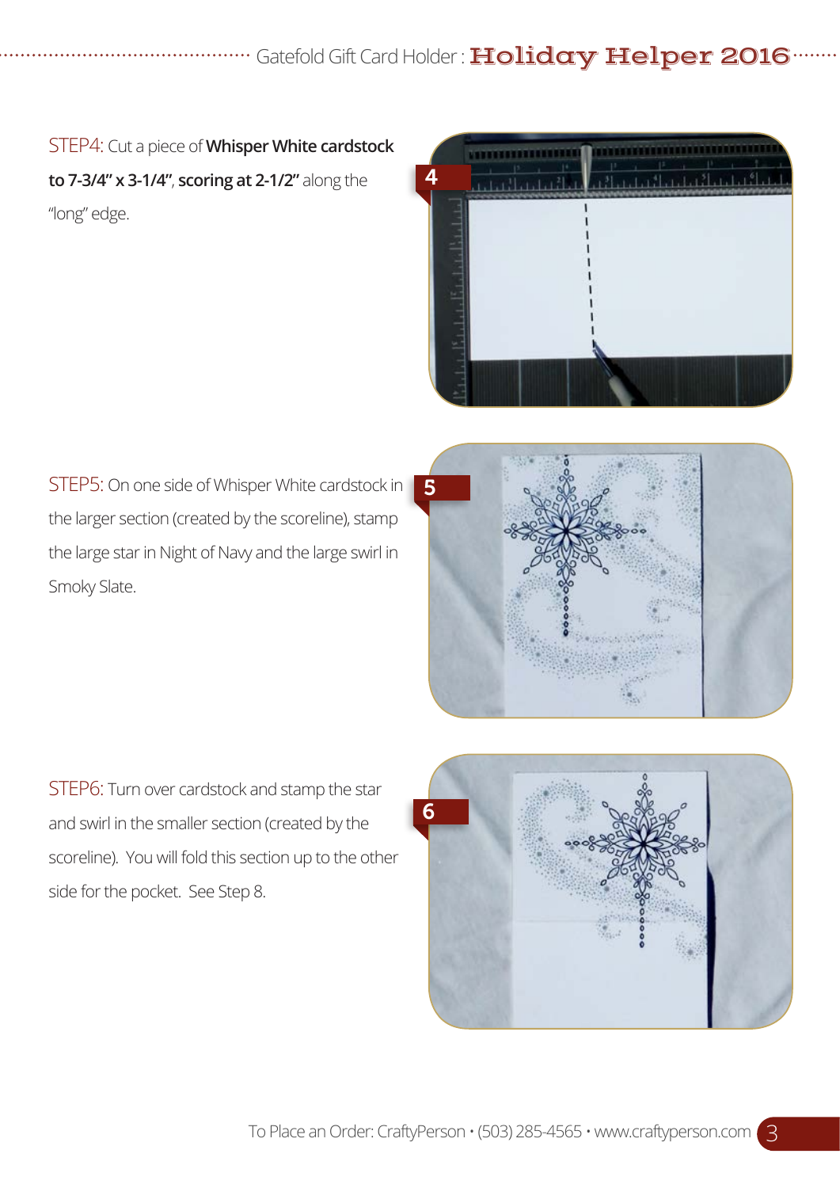STEP4: Cut a piece of **Whisper White cardstock to 7-3/4" x 3-1/4"**, **scoring at 2-1/2"** along the "long" edge.

STEP5: On one side of Whisper White cardstock in the larger section (created by the scoreline), stamp the large star in Night of Navy and the large swirl in Smoky Slate.

STEP6: Turn over cardstock and stamp the star and swirl in the smaller section (created by the scoreline). You will fold this section up to the other side for the pocket. See Step 8.

To Place an Order: CraftyPerson • (503) 285-4565 • www.craftyperson.com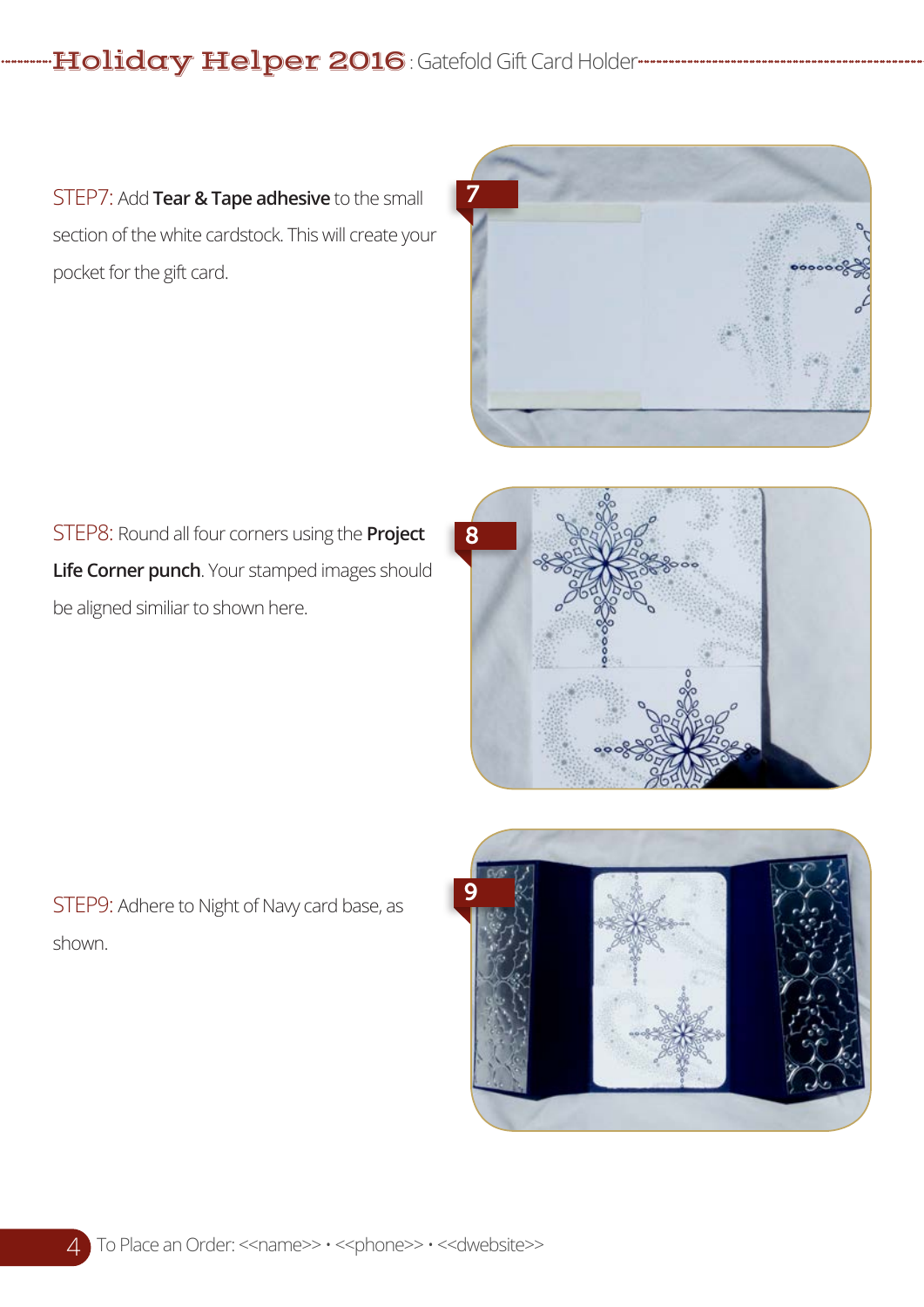STEP7: Add **Tear & Tape adhesive** to the small section of the white cardstock. This will create your pocket for the gift card.

STEP8: Round all four corners using the **Project Life Corner punch**. Your stamped images should be aligned similiar to shown here.

STEP9: Adhere to Night of Navy card base, as shown.

To Place an Order: <<name>> • <<phone>> • <<dwebsite>>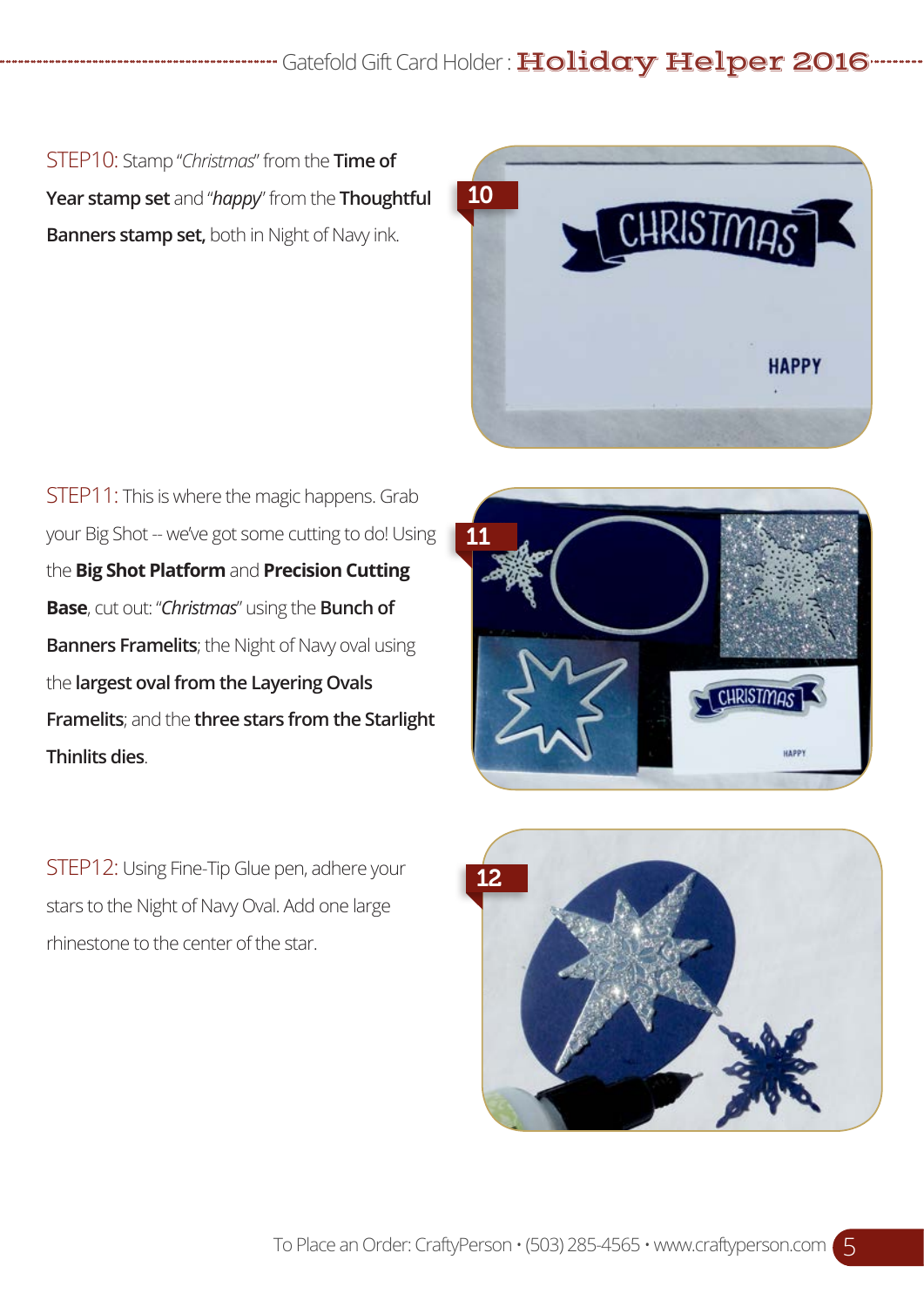STEP10: Stamp "*Christmas*" from the **Time of Year stamp set** and "*happy*" from the **Thoughtful Banners stamp set,** both in Night of Navy ink.

STEP11: This is where the magic happens. Grab your Big Shot -- we've got some cutting to do! Using the **Big Shot Platform** and **Precision Cutting Base**, cut out: "*Christmas*" using the **Bunch of Banners Framelits**; the Night of Navy oval using the **largest oval from the Layering Ovals Framelits**; and the **three stars from the Starlight Thinlits dies**.

STEP12: Using Fine-Tip Glue pen, adhere your stars to the Night of Navy Oval. Add one large rhinestone to the center of the star.

To Place an Order: CraftyPerson • (503) 285-4565 • www.craftyperson.com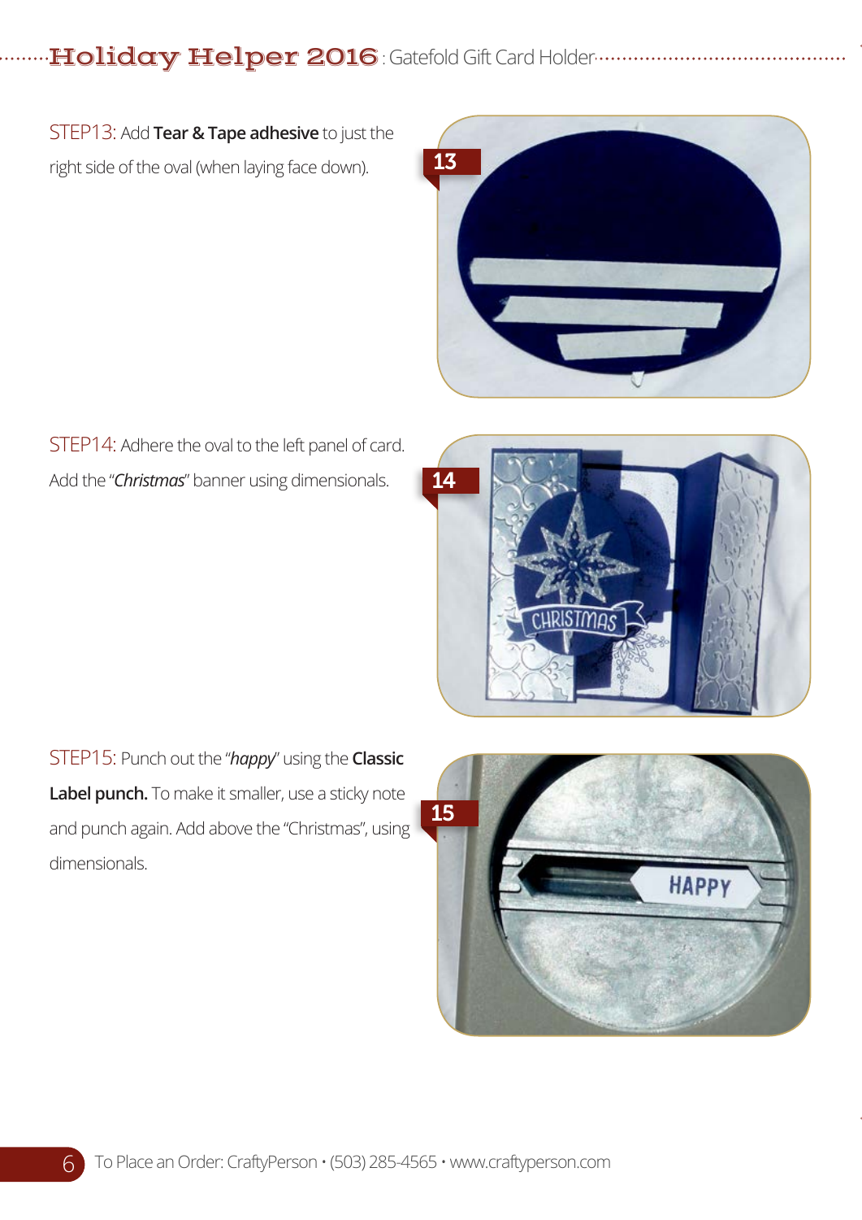STEP13: Add **Tear & Tape adhesive** to just the right side of the oval (when laying face down).

STEP14: Adhere the oval to the left panel of card. Add the "*Christmas*" banner using dimensionals.

STEP15: Punch out the "*happy*" using the **Classic Label punch.** To make it smaller, use a sticky note and punch again. Add above the "Christmas", using dimensionals.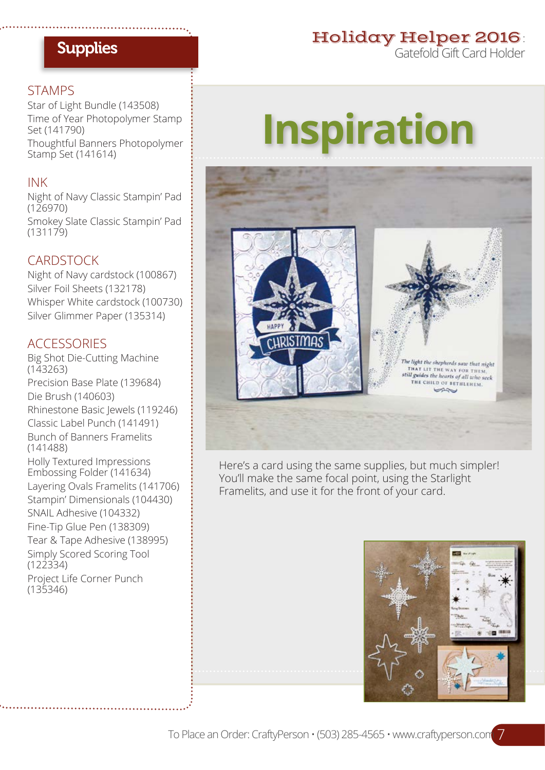# Holiday Helper 2016: Gatefold Gift Card Holder

## Supplies

### STAMPS

Star of Light Bundle (143508)
Time of Year Photopolymer Stamp Set (141790)
Thoughtful Banners Photopolymer Stamp Set (141614)

### INK

Night of Navy Classic Stampin' Pad (126970)
Smokey Slate Classic Stampin' Pad (131179)

### CARDSTOCK

Night of Navy cardstock (100867)
Silver Foil Sheets (132178)
Whisper White cardstock (100730)
Silver Glimmer Paper (135314)

### ACCESSORIES

Big Shot Die-Cutting Machine (143263)
Precision Base Plate (139684)
Die Brush (140603)
Rhinestone Basic Jewels (119246)
Classic Label Punch (141491)
Bunch of Banners Framelits (141488)
Holly Textured Impressions Embossing Folder (141634)
Layering Ovals Framelits (141706)
Stampin' Dimensionals (104430)
SNAIL Adhesive (104332)
Fine-Tip Glue Pen (138309)
Tear & Tape Adhesive (138995)
Simply Scored Scoring Tool (122334)
Project Life Corner Punch (135346)

## Inspiration

Here's a card using the same supplies, but much simpler! You'll make the same focal point, using the Starlight Framelits, and use it for the front of your card.

To Place an Order: CraftyPerson • (503) 285-4565 • www.craftyperson.com